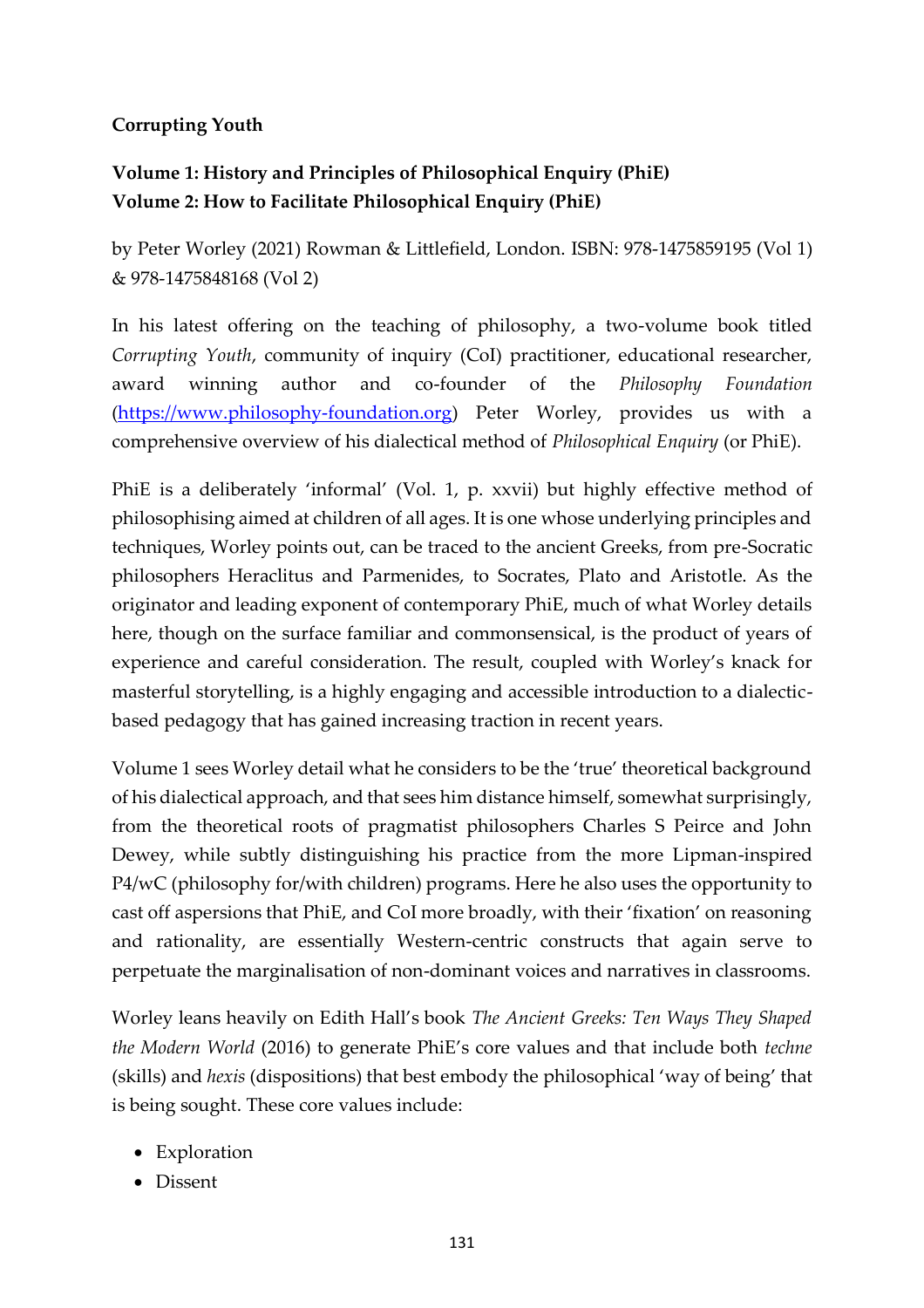**Corrupting Youth**

**Volume 1: History and Principles of Philosophical Enquiry (PhiE)**
**Volume 2: How to Facilitate Philosophical Enquiry (PhiE)**

by Peter Worley (2021) Rowman & Littlefield, London. ISBN: 978-1475859195 (Vol 1) & 978-1475848168 (Vol 2)

In his latest offering on the teaching of philosophy, a two-volume book titled *Corrupting Youth*, community of inquiry (CoI) practitioner, educational researcher, award winning author and co-founder of the *Philosophy Foundation* (https://www.philosophy-foundation.org) Peter Worley, provides us with a comprehensive overview of his dialectical method of *Philosophical Enquiry* (or PhiE).

PhiE is a deliberately 'informal' (Vol. 1, p. xxvii) but highly effective method of philosophising aimed at children of all ages. It is one whose underlying principles and techniques, Worley points out, can be traced to the ancient Greeks, from pre-Socratic philosophers Heraclitus and Parmenides, to Socrates, Plato and Aristotle. As the originator and leading exponent of contemporary PhiE, much of what Worley details here, though on the surface familiar and commonsensical, is the product of years of experience and careful consideration. The result, coupled with Worley's knack for masterful storytelling, is a highly engaging and accessible introduction to a dialectic-based pedagogy that has gained increasing traction in recent years.

Volume 1 sees Worley detail what he considers to be the 'true' theoretical background of his dialectical approach, and that sees him distance himself, somewhat surprisingly, from the theoretical roots of pragmatist philosophers Charles S Peirce and John Dewey, while subtly distinguishing his practice from the more Lipman-inspired P4/wC (philosophy for/with children) programs. Here he also uses the opportunity to cast off aspersions that PhiE, and CoI more broadly, with their 'fixation' on reasoning and rationality, are essentially Western-centric constructs that again serve to perpetuate the marginalisation of non-dominant voices and narratives in classrooms.

Worley leans heavily on Edith Hall's book *The Ancient Greeks: Ten Ways They Shaped the Modern World* (2016) to generate PhiE's core values and that include both *techne* (skills) and *hexis* (dispositions) that best embody the philosophical 'way of being' that is being sought. These core values include:

- Exploration
- Dissent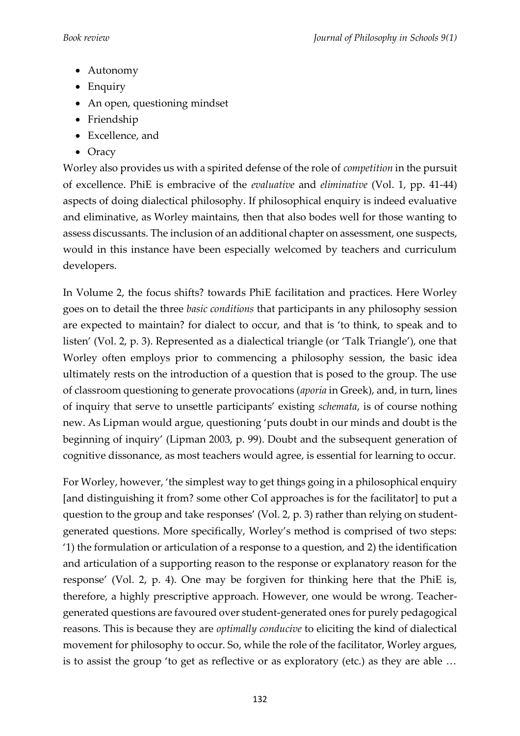- Autonomy
- Enquiry
- An open, questioning mindset
- Friendship
- Excellence, and
- Oracy

Worley also provides us with a spirited defense of the role of *competition* in the pursuit of excellence. PhiE is embracive of the *evaluative* and *eliminative* (Vol. 1, pp. 41-44) aspects of doing dialectical philosophy. If philosophical enquiry is indeed evaluative and eliminative, as Worley maintains, then that also bodes well for those wanting to assess discussants. The inclusion of an additional chapter on assessment, one suspects, would in this instance have been especially welcomed by teachers and curriculum developers.

In Volume 2, the focus shifts? towards PhiE facilitation and practices. Here Worley goes on to detail the three *basic conditions* that participants in any philosophy session are expected to maintain? for dialect to occur, and that is 'to think, to speak and to listen' (Vol. 2, p. 3). Represented as a dialectical triangle (or 'Talk Triangle'), one that Worley often employs prior to commencing a philosophy session, the basic idea ultimately rests on the introduction of a question that is posed to the group. The use of classroom questioning to generate provocations (*aporia* in Greek), and, in turn, lines of inquiry that serve to unsettle participants' existing *schemata*, is of course nothing new. As Lipman would argue, questioning 'puts doubt in our minds and doubt is the beginning of inquiry' (Lipman 2003, p. 99). Doubt and the subsequent generation of cognitive dissonance, as most teachers would agree, is essential for learning to occur.

For Worley, however, 'the simplest way to get things going in a philosophical enquiry [and distinguishing it from? some other CoI approaches is for the facilitator] to put a question to the group and take responses' (Vol. 2, p. 3) rather than relying on student-generated questions. More specifically, Worley's method is comprised of two steps: '1) the formulation or articulation of a response to a question, and 2) the identification and articulation of a supporting reason to the response or explanatory reason for the response' (Vol. 2, p. 4). One may be forgiven for thinking here that the PhiE is, therefore, a highly prescriptive approach. However, one would be wrong. Teacher-generated questions are favoured over student-generated ones for purely pedagogical reasons. This is because they are *optimally conducive* to eliciting the kind of dialectical movement for philosophy to occur. So, while the role of the facilitator, Worley argues, is to assist the group 'to get as reflective or as exploratory (etc.) as they are able …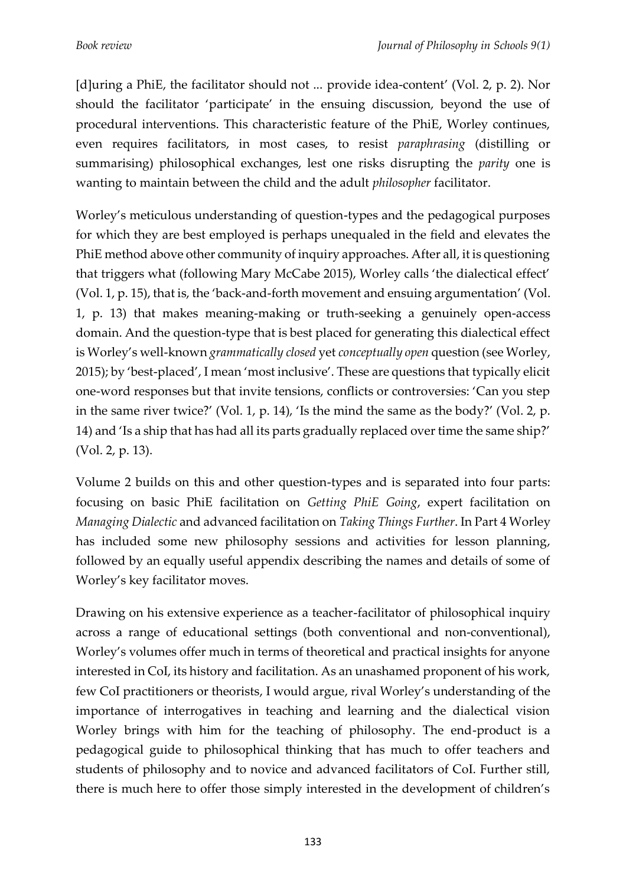[d]uring a PhiE, the facilitator should not ... provide idea-content' (Vol. 2, p. 2). Nor should the facilitator 'participate' in the ensuing discussion, beyond the use of procedural interventions. This characteristic feature of the PhiE, Worley continues, even requires facilitators, in most cases, to resist *paraphrasing* (distilling or summarising) philosophical exchanges, lest one risks disrupting the *parity* one is wanting to maintain between the child and the adult *philosopher* facilitator.

Worley's meticulous understanding of question-types and the pedagogical purposes for which they are best employed is perhaps unequaled in the field and elevates the PhiE method above other community of inquiry approaches. After all, it is questioning that triggers what (following Mary McCabe 2015), Worley calls 'the dialectical effect' (Vol. 1, p. 15), that is, the 'back-and-forth movement and ensuing argumentation' (Vol. 1, p. 13) that makes meaning-making or truth-seeking a genuinely open-access domain. And the question-type that is best placed for generating this dialectical effect is Worley's well-known *grammatically closed* yet *conceptually open* question (see Worley, 2015); by 'best-placed', I mean 'most inclusive'. These are questions that typically elicit one-word responses but that invite tensions, conflicts or controversies: 'Can you step in the same river twice?' (Vol. 1, p. 14), 'Is the mind the same as the body?' (Vol. 2, p. 14) and 'Is a ship that has had all its parts gradually replaced over time the same ship?' (Vol. 2, p. 13).

Volume 2 builds on this and other question-types and is separated into four parts: focusing on basic PhiE facilitation on *Getting PhiE Going*, expert facilitation on *Managing Dialectic* and advanced facilitation on *Taking Things Further*. In Part 4 Worley has included some new philosophy sessions and activities for lesson planning, followed by an equally useful appendix describing the names and details of some of Worley's key facilitator moves.

Drawing on his extensive experience as a teacher-facilitator of philosophical inquiry across a range of educational settings (both conventional and non-conventional), Worley's volumes offer much in terms of theoretical and practical insights for anyone interested in CoI, its history and facilitation. As an unashamed proponent of his work, few CoI practitioners or theorists, I would argue, rival Worley's understanding of the importance of interrogatives in teaching and learning and the dialectical vision Worley brings with him for the teaching of philosophy. The end-product is a pedagogical guide to philosophical thinking that has much to offer teachers and students of philosophy and to novice and advanced facilitators of CoI. Further still, there is much here to offer those simply interested in the development of children's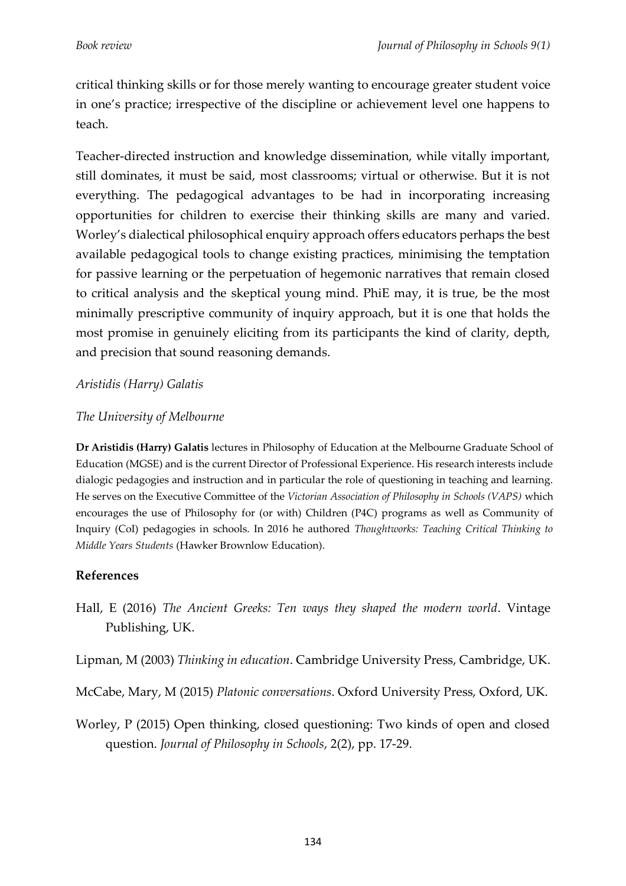critical thinking skills or for those merely wanting to encourage greater student voice in one's practice; irrespective of the discipline or achievement level one happens to teach.

Teacher-directed instruction and knowledge dissemination, while vitally important, still dominates, it must be said, most classrooms; virtual or otherwise. But it is not everything. The pedagogical advantages to be had in incorporating increasing opportunities for children to exercise their thinking skills are many and varied. Worley's dialectical philosophical enquiry approach offers educators perhaps the best available pedagogical tools to change existing practices, minimising the temptation for passive learning or the perpetuation of hegemonic narratives that remain closed to critical analysis and the skeptical young mind. PhiE may, it is true, be the most minimally prescriptive community of inquiry approach, but it is one that holds the most promise in genuinely eliciting from its participants the kind of clarity, depth, and precision that sound reasoning demands.

*Aristidis (Harry) Galatis*

*The University of Melbourne*

**Dr Aristidis (Harry) Galatis** lectures in Philosophy of Education at the Melbourne Graduate School of Education (MGSE) and is the current Director of Professional Experience. His research interests include dialogic pedagogies and instruction and in particular the role of questioning in teaching and learning. He serves on the Executive Committee of the *Victorian Association of Philosophy in Schools (VAPS)* which encourages the use of Philosophy for (or with) Children (P4C) programs as well as Community of Inquiry (CoI) pedagogies in schools. In 2016 he authored *Thoughtworks: Teaching Critical Thinking to Middle Years Students* (Hawker Brownlow Education).

## References

Hall, E (2016) *The Ancient Greeks: Ten ways they shaped the modern world*. Vintage Publishing, UK.

Lipman, M (2003) *Thinking in education*. Cambridge University Press, Cambridge, UK.

McCabe, Mary, M (2015) *Platonic conversations*. Oxford University Press, Oxford, UK.

Worley, P (2015) Open thinking, closed questioning: Two kinds of open and closed question. *Journal of Philosophy in Schools*, 2(2), pp. 17-29.